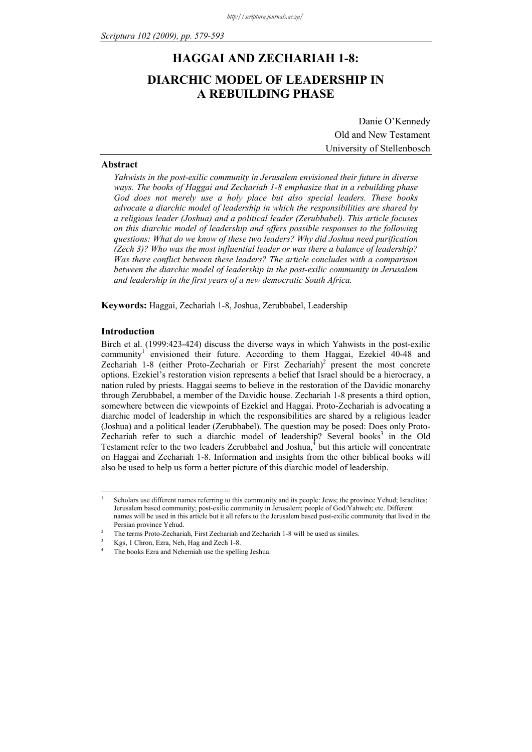# HAGGAI AND ZECHARIAH 1-8:

# DIARCHIC MODEL OF LEADERSHIP IN A REBUILDING PHASE

Danie O'Kennedy
Old and New Testament
University of Stellenbosch

## Abstract

*Yahwists in the post-exilic community in Jerusalem envisioned their future in diverse ways. The books of Haggai and Zechariah 1-8 emphasize that in a rebuilding phase God does not merely use a holy place but also special leaders. These books advocate a diarchic model of leadership in which the responsibilities are shared by a religious leader (Joshua) and a political leader (Zerubbabel). This article focuses on this diarchic model of leadership and offers possible responses to the following questions: What do we know of these two leaders? Why did Joshua need purification (Zech 3)? Who was the most influential leader or was there a balance of leadership? Was there conflict between these leaders? The article concludes with a comparison between the diarchic model of leadership in the post-exilic community in Jerusalem and leadership in the first years of a new democratic South Africa.*

**Keywords:** Haggai, Zechariah 1-8, Joshua, Zerubbabel, Leadership

## Introduction

Birch et al. (1999:423-424) discuss the diverse ways in which Yahwists in the post-exilic community[1] envisioned their future. According to them Haggai, Ezekiel 40-48 and Zechariah 1-8 (either Proto-Zechariah or First Zechariah)[2] present the most concrete options. Ezekiel's restoration vision represents a belief that Israel should be a hierocracy, a nation ruled by priests. Haggai seems to believe in the restoration of the Davidic monarchy through Zerubbabel, a member of the Davidic house. Zechariah 1-8 presents a third option, somewhere between die viewpoints of Ezekiel and Haggai. Proto-Zechariah is advocating a diarchic model of leadership in which the responsibilities are shared by a religious leader (Joshua) and a political leader (Zerubbabel). The question may be posed: Does only Proto-Zechariah refer to such a diarchic model of leadership? Several books[3] in the Old Testament refer to the two leaders Zerubbabel and Joshua,[4] but this article will concentrate on Haggai and Zechariah 1-8. Information and insights from the other biblical books will also be used to help us form a better picture of this diarchic model of leadership.

---

[1] Scholars use different names referring to this community and its people: Jews; the province Yehud; Israelites; Jerusalem based community; post-exilic community in Jerusalem; people of God/Yahweh; etc. Different names will be used in this article but it all refers to the Jerusalem based post-exilic community that lived in the Persian province Yehud.

[2] The terms Proto-Zechariah, First Zechariah and Zechariah 1-8 will be used as similes.

[3] Kgs, 1 Chron, Ezra, Neh, Hag and Zech 1-8.

[4] The books Ezra and Nehemiah use the spelling Jeshua.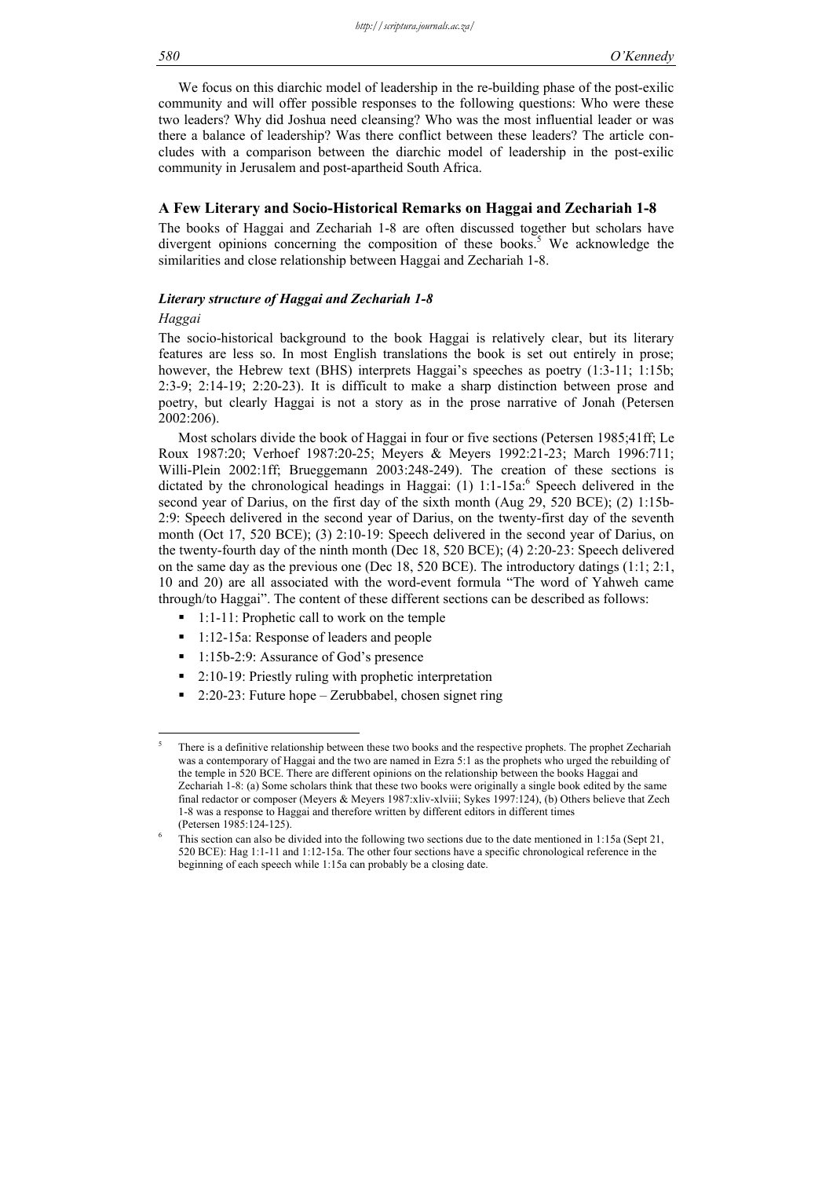We focus on this diarchic model of leadership in the re-building phase of the post-exilic community and will offer possible responses to the following questions: Who were these two leaders? Why did Joshua need cleansing? Who was the most influential leader or was there a balance of leadership? Was there conflict between these leaders? The article concludes with a comparison between the diarchic model of leadership in the post-exilic community in Jerusalem and post-apartheid South Africa.

## A Few Literary and Socio-Historical Remarks on Haggai and Zechariah 1-8

The books of Haggai and Zechariah 1-8 are often discussed together but scholars have divergent opinions concerning the composition of these books.[5] We acknowledge the similarities and close relationship between Haggai and Zechariah 1-8.

### *Literary structure of Haggai and Zechariah 1-8*

*Haggai*

The socio-historical background to the book Haggai is relatively clear, but its literary features are less so. In most English translations the book is set out entirely in prose; however, the Hebrew text (BHS) interprets Haggai's speeches as poetry (1:3-11; 1:15b; 2:3-9; 2:14-19; 2:20-23). It is difficult to make a sharp distinction between prose and poetry, but clearly Haggai is not a story as in the prose narrative of Jonah (Petersen 2002:206).

Most scholars divide the book of Haggai in four or five sections (Petersen 1985;41ff; Le Roux 1987:20; Verhoef 1987:20-25; Meyers & Meyers 1992:21-23; March 1996:711; Willi-Plein 2002:1ff; Brueggemann 2003:248-249). The creation of these sections is dictated by the chronological headings in Haggai: (1) 1:1-15a:[6] Speech delivered in the second year of Darius, on the first day of the sixth month (Aug 29, 520 BCE); (2) 1:15b-2:9: Speech delivered in the second year of Darius, on the twenty-first day of the seventh month (Oct 17, 520 BCE); (3) 2:10-19: Speech delivered in the second year of Darius, on the twenty-fourth day of the ninth month (Dec 18, 520 BCE); (4) 2:20-23: Speech delivered on the same day as the previous one (Dec 18, 520 BCE). The introductory datings (1:1; 2:1, 10 and 20) are all associated with the word-event formula "The word of Yahweh came through/to Haggai". The content of these different sections can be described as follows:

- 1:1-11: Prophetic call to work on the temple
- 1:12-15a: Response of leaders and people
- 1:15b-2:9: Assurance of God's presence
- 2:10-19: Priestly ruling with prophetic interpretation
- 2:20-23: Future hope – Zerubbabel, chosen signet ring

---

[5] There is a definitive relationship between these two books and the respective prophets. The prophet Zechariah was a contemporary of Haggai and the two are named in Ezra 5:1 as the prophets who urged the rebuilding of the temple in 520 BCE. There are different opinions on the relationship between the books Haggai and Zechariah 1-8: (a) Some scholars think that these two books were originally a single book edited by the same final redactor or composer (Meyers & Meyers 1987:xliv-xlviii; Sykes 1997:124), (b) Others believe that Zech 1-8 was a response to Haggai and therefore written by different editors in different times (Petersen 1985:124-125).

[6] This section can also be divided into the following two sections due to the date mentioned in 1:15a (Sept 21, 520 BCE): Hag 1:1-11 and 1:12-15a. The other four sections have a specific chronological reference in the beginning of each speech while 1:15a can probably be a closing date.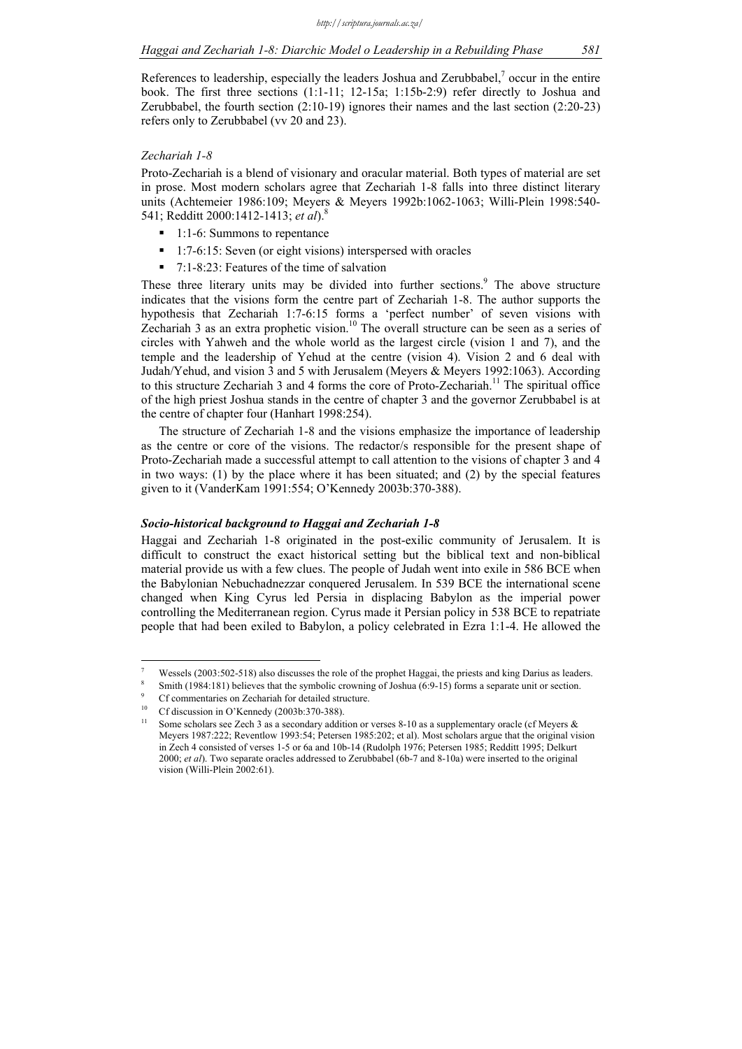References to leadership, especially the leaders Joshua and Zerubbabel,[7] occur in the entire book. The first three sections (1:1-11; 12-15a; 1:15b-2:9) refer directly to Joshua and Zerubbabel, the fourth section (2:10-19) ignores their names and the last section (2:20-23) refers only to Zerubbabel (vv 20 and 23).

### *Zechariah 1-8*

Proto-Zechariah is a blend of visionary and oracular material. Both types of material are set in prose. Most modern scholars agree that Zechariah 1-8 falls into three distinct literary units (Achtemeier 1986:109; Meyers & Meyers 1992b:1062-1063; Willi-Plein 1998:540-541; Redditt 2000:1412-1413; *et al*).[8]

- 1:1-6: Summons to repentance
- 1:7-6:15: Seven (or eight visions) interspersed with oracles
- 7:1-8:23: Features of the time of salvation

These three literary units may be divided into further sections.[9] The above structure indicates that the visions form the centre part of Zechariah 1-8. The author supports the hypothesis that Zechariah 1:7-6:15 forms a 'perfect number' of seven visions with Zechariah 3 as an extra prophetic vision.[10] The overall structure can be seen as a series of circles with Yahweh and the whole world as the largest circle (vision 1 and 7), and the temple and the leadership of Yehud at the centre (vision 4). Vision 2 and 6 deal with Judah/Yehud, and vision 3 and 5 with Jerusalem (Meyers & Meyers 1992:1063). According to this structure Zechariah 3 and 4 forms the core of Proto-Zechariah.[11] The spiritual office of the high priest Joshua stands in the centre of chapter 3 and the governor Zerubbabel is at the centre of chapter four (Hanhart 1998:254).

The structure of Zechariah 1-8 and the visions emphasize the importance of leadership as the centre or core of the visions. The redactor/s responsible for the present shape of Proto-Zechariah made a successful attempt to call attention to the visions of chapter 3 and 4 in two ways: (1) by the place where it has been situated; and (2) by the special features given to it (VanderKam 1991:554; O'Kennedy 2003b:370-388).

## ***Socio-historical background to Haggai and Zechariah 1-8***

Haggai and Zechariah 1-8 originated in the post-exilic community of Jerusalem. It is difficult to construct the exact historical setting but the biblical text and non-biblical material provide us with a few clues. The people of Judah went into exile in 586 BCE when the Babylonian Nebuchadnezzar conquered Jerusalem. In 539 BCE the international scene changed when King Cyrus led Persia in displacing Babylon as the imperial power controlling the Mediterranean region. Cyrus made it Persian policy in 538 BCE to repatriate people that had been exiled to Babylon, a policy celebrated in Ezra 1:1-4. He allowed the

---

[7] Wessels (2003:502-518) also discusses the role of the prophet Haggai, the priests and king Darius as leaders.

[8] Smith (1984:181) believes that the symbolic crowning of Joshua (6:9-15) forms a separate unit or section.

[9] Cf commentaries on Zechariah for detailed structure.

[10] Cf discussion in O'Kennedy (2003b:370-388).

[11] Some scholars see Zech 3 as a secondary addition or verses 8-10 as a supplementary oracle (cf Meyers & Meyers 1987:222; Reventlow 1993:54; Petersen 1985:202; et al). Most scholars argue that the original vision in Zech 4 consisted of verses 1-5 or 6a and 10b-14 (Rudolph 1976; Petersen 1985; Redditt 1995; Delkurt 2000; *et al*). Two separate oracles addressed to Zerubbabel (6b-7 and 8-10a) were inserted to the original vision (Willi-Plein 2002:61).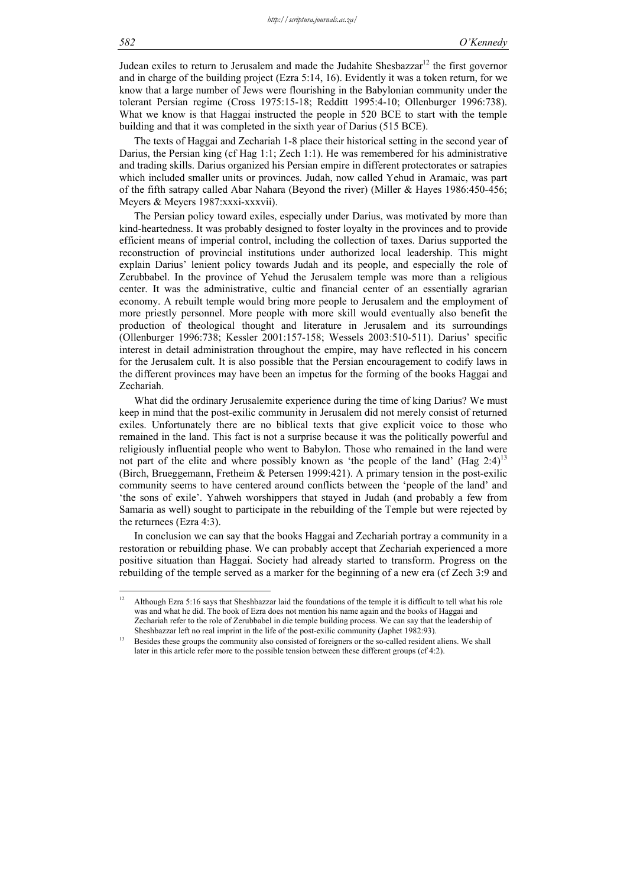Judean exiles to return to Jerusalem and made the Judahite Shesbazzar[12] the first governor and in charge of the building project (Ezra 5:14, 16). Evidently it was a token return, for we know that a large number of Jews were flourishing in the Babylonian community under the tolerant Persian regime (Cross 1975:15-18; Redditt 1995:4-10; Ollenburger 1996:738). What we know is that Haggai instructed the people in 520 BCE to start with the temple building and that it was completed in the sixth year of Darius (515 BCE).

The texts of Haggai and Zechariah 1-8 place their historical setting in the second year of Darius, the Persian king (cf Hag 1:1; Zech 1:1). He was remembered for his administrative and trading skills. Darius organized his Persian empire in different protectorates or satrapies which included smaller units or provinces. Judah, now called Yehud in Aramaic, was part of the fifth satrapy called Abar Nahara (Beyond the river) (Miller & Hayes 1986:450-456; Meyers & Meyers 1987:xxxi-xxxvii).

The Persian policy toward exiles, especially under Darius, was motivated by more than kind-heartedness. It was probably designed to foster loyalty in the provinces and to provide efficient means of imperial control, including the collection of taxes. Darius supported the reconstruction of provincial institutions under authorized local leadership. This might explain Darius' lenient policy towards Judah and its people, and especially the role of Zerubbabel. In the province of Yehud the Jerusalem temple was more than a religious center. It was the administrative, cultic and financial center of an essentially agrarian economy. A rebuilt temple would bring more people to Jerusalem and the employment of more priestly personnel. More people with more skill would eventually also benefit the production of theological thought and literature in Jerusalem and its surroundings (Ollenburger 1996:738; Kessler 2001:157-158; Wessels 2003:510-511). Darius' specific interest in detail administration throughout the empire, may have reflected in his concern for the Jerusalem cult. It is also possible that the Persian encouragement to codify laws in the different provinces may have been an impetus for the forming of the books Haggai and Zechariah.

What did the ordinary Jerusalemite experience during the time of king Darius? We must keep in mind that the post-exilic community in Jerusalem did not merely consist of returned exiles. Unfortunately there are no biblical texts that give explicit voice to those who remained in the land. This fact is not a surprise because it was the politically powerful and religiously influential people who went to Babylon. Those who remained in the land were not part of the elite and where possibly known as 'the people of the land' (Hag 2:4)[13] (Birch, Brueggemann, Fretheim & Petersen 1999:421). A primary tension in the post-exilic community seems to have centered around conflicts between the 'people of the land' and 'the sons of exile'. Yahweh worshippers that stayed in Judah (and probably a few from Samaria as well) sought to participate in the rebuilding of the Temple but were rejected by the returnees (Ezra 4:3).

In conclusion we can say that the books Haggai and Zechariah portray a community in a restoration or rebuilding phase. We can probably accept that Zechariah experienced a more positive situation than Haggai. Society had already started to transform. Progress on the rebuilding of the temple served as a marker for the beginning of a new era (cf Zech 3:9 and

---

[12] Although Ezra 5:16 says that Sheshbazzar laid the foundations of the temple it is difficult to tell what his role was and what he did. The book of Ezra does not mention his name again and the books of Haggai and Zechariah refer to the role of Zerubbabel in die temple building process. We can say that the leadership of Sheshbazzar left no real imprint in the life of the post-exilic community (Japhet 1982:93).

[13] Besides these groups the community also consisted of foreigners or the so-called resident aliens. We shall later in this article refer more to the possible tension between these different groups (cf 4:2).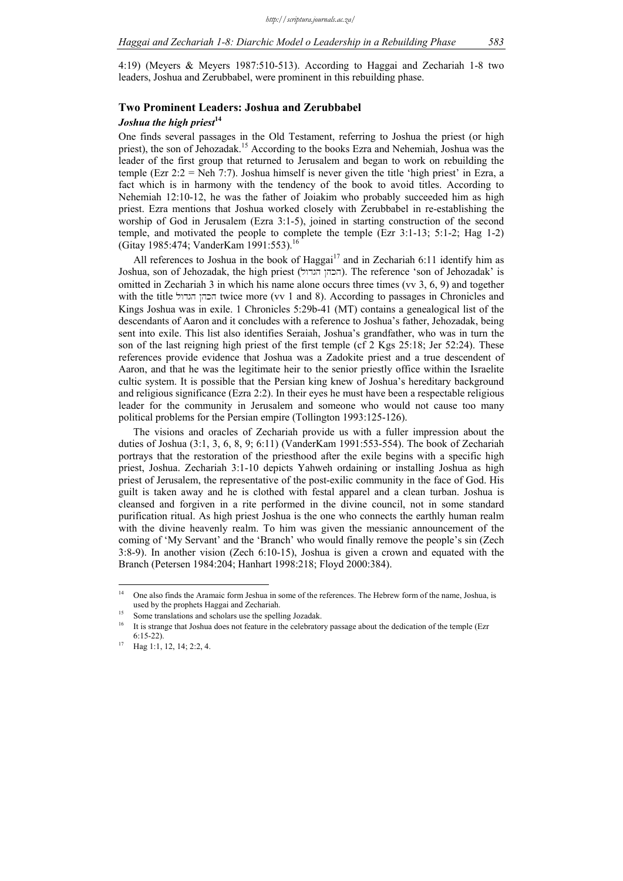4:19) (Meyers & Meyers 1987:510-513). According to Haggai and Zechariah 1-8 two leaders, Joshua and Zerubbabel, were prominent in this rebuilding phase.

## Two Prominent Leaders: Joshua and Zerubbabel

### *Joshua the high priest*[14]

One finds several passages in the Old Testament, referring to Joshua the priest (or high priest), the son of Jehozadak.[15] According to the books Ezra and Nehemiah, Joshua was the leader of the first group that returned to Jerusalem and began to work on rebuilding the temple (Ezr 2:2 = Neh 7:7). Joshua himself is never given the title 'high priest' in Ezra, a fact which is in harmony with the tendency of the book to avoid titles. According to Nehemiah 12:10-12, he was the father of Joiakim who probably succeeded him as high priest. Ezra mentions that Joshua worked closely with Zerubbabel in re-establishing the worship of God in Jerusalem (Ezra 3:1-5), joined in starting construction of the second temple, and motivated the people to complete the temple (Ezr 3:1-13; 5:1-2; Hag 1-2) (Gitay 1985:474; VanderKam 1991:553).[16]

All references to Joshua in the book of Haggai[17] and in Zechariah 6:11 identify him as Joshua, son of Jehozadak, the high priest (הכהן הגדול). The reference 'son of Jehozadak' is omitted in Zechariah 3 in which his name alone occurs three times (vv 3, 6, 9) and together with the title הכהן הגדול twice more (vv 1 and 8). According to passages in Chronicles and Kings Joshua was in exile. 1 Chronicles 5:29b-41 (MT) contains a genealogical list of the descendants of Aaron and it concludes with a reference to Joshua's father, Jehozadak, being sent into exile. This list also identifies Seraiah, Joshua's grandfather, who was in turn the son of the last reigning high priest of the first temple (cf 2 Kgs 25:18; Jer 52:24). These references provide evidence that Joshua was a Zadokite priest and a true descendent of Aaron, and that he was the legitimate heir to the senior priestly office within the Israelite cultic system. It is possible that the Persian king knew of Joshua's hereditary background and religious significance (Ezra 2:2). In their eyes he must have been a respectable religious leader for the community in Jerusalem and someone who would not cause too many political problems for the Persian empire (Tollington 1993:125-126).

The visions and oracles of Zechariah provide us with a fuller impression about the duties of Joshua (3:1, 3, 6, 8, 9; 6:11) (VanderKam 1991:553-554). The book of Zechariah portrays that the restoration of the priesthood after the exile begins with a specific high priest, Joshua. Zechariah 3:1-10 depicts Yahweh ordaining or installing Joshua as high priest of Jerusalem, the representative of the post-exilic community in the face of God. His guilt is taken away and he is clothed with festal apparel and a clean turban. Joshua is cleansed and forgiven in a rite performed in the divine council, not in some standard purification ritual. As high priest Joshua is the one who connects the earthly human realm with the divine heavenly realm. To him was given the messianic announcement of the coming of 'My Servant' and the 'Branch' who would finally remove the people's sin (Zech 3:8-9). In another vision (Zech 6:10-15), Joshua is given a crown and equated with the Branch (Petersen 1984:204; Hanhart 1998:218; Floyd 2000:384).

---

[14] One also finds the Aramaic form Jeshua in some of the references. The Hebrew form of the name, Joshua, is used by the prophets Haggai and Zechariah.

[15] Some translations and scholars use the spelling Jozadak.

[16] It is strange that Joshua does not feature in the celebratory passage about the dedication of the temple (Ezr 6:15-22).

[17] Hag 1:1, 12, 14; 2:2, 4.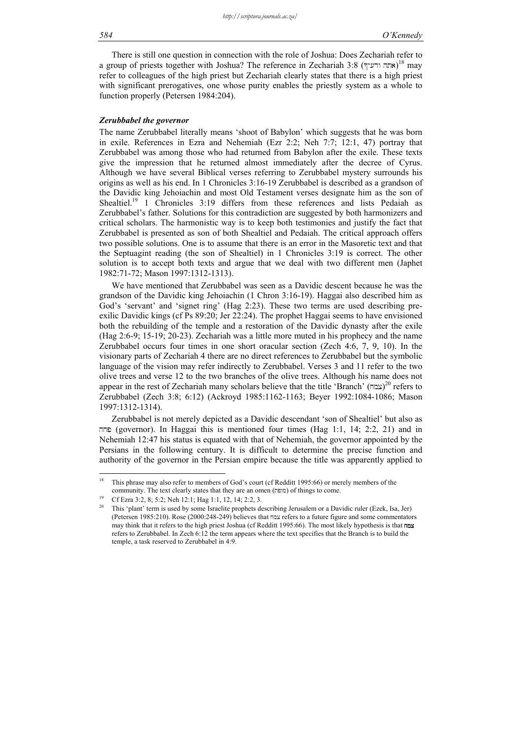There is still one question in connection with the role of Joshua: Does Zechariah refer to a group of priests together with Joshua? The reference in Zechariah 3:8 (אתה ורעיך)[18] may refer to colleagues of the high priest but Zechariah clearly states that there is a high priest with significant prerogatives, one whose purity enables the priestly system as a whole to function properly (Petersen 1984:204).

### *Zerubbabel the governor*

The name Zerubbabel literally means 'shoot of Babylon' which suggests that he was born in exile. References in Ezra and Nehemiah (Ezr 2:2; Neh 7:7; 12:1, 47) portray that Zerubbabel was among those who had returned from Babylon after the exile. These texts give the impression that he returned almost immediately after the decree of Cyrus. Although we have several Biblical verses referring to Zerubbabel mystery surrounds his origins as well as his end. In 1 Chronicles 3:16-19 Zerubbabel is described as a grandson of the Davidic king Jehoiachin and most Old Testament verses designate him as the son of Shealtiel.[19] 1 Chronicles 3:19 differs from these references and lists Pedaiah as Zerubbabel's father. Solutions for this contradiction are suggested by both harmonizers and critical scholars. The harmonistic way is to keep both testimonies and justify the fact that Zerubbabel is presented as son of both Shealtiel and Pedaiah. The critical approach offers two possible solutions. One is to assume that there is an error in the Masoretic text and that the Septuagint reading (the son of Shealtiel) in 1 Chronicles 3:19 is correct. The other solution is to accept both texts and argue that we deal with two different men (Japhet 1982:71-72; Mason 1997:1312-1313).

We have mentioned that Zerubbabel was seen as a Davidic descent because he was the grandson of the Davidic king Jehoiachin (1 Chron 3:16-19). Haggai also described him as God's 'servant' and 'signet ring' (Hag 2:23). These two terms are used describing pre-exilic Davidic kings (cf Ps 89:20; Jer 22:24). The prophet Haggai seems to have envisioned both the rebuilding of the temple and a restoration of the Davidic dynasty after the exile (Hag 2:6-9; 15-19; 20-23). Zechariah was a little more muted in his prophecy and the name Zerubbabel occurs four times in one short oracular section (Zech 4:6, 7, 9, 10). In the visionary parts of Zechariah 4 there are no direct references to Zerubbabel but the symbolic language of the vision may refer indirectly to Zerubbabel. Verses 3 and 11 refer to the two olive trees and verse 12 to the two branches of the olive trees. Although his name does not appear in the rest of Zechariah many scholars believe that the title 'Branch' (צמח)[20] refers to Zerubbabel (Zech 3:8; 6:12) (Ackroyd 1985:1162-1163; Beyer 1992:1084-1086; Mason 1997:1312-1314).

Zerubbabel is not merely depicted as a Davidic descendant 'son of Shealtiel' but also as פחה (governor). In Haggai this is mentioned four times (Hag 1:1, 14; 2:2, 21) and in Nehemiah 12:47 his status is equated with that of Nehemiah, the governor appointed by the Persians in the following century. It is difficult to determine the precise function and authority of the governor in the Persian empire because the title was apparently applied to

---

[18] This phrase may also refer to members of God's court (cf Redditt 1995:66) or merely members of the community. The text clearly states that they are an omen (מופה) of things to come.

[19] Cf Ezra 3:2, 8; 5:2; Neh 12:1; Hag 1:1, 12, 14; 2:2, 3.

[20] This 'plant' term is used by some Israelite prophets describing Jerusalem or a Davidic ruler (Ezek, Isa, Jer) (Petersen 1985:210). Rose (2000:248-249) believes that צמח refers to a future figure and some commentators may think that it refers to the high priest Joshua (cf Redditt 1995:66). The most likely hypothesis is that צמח refers to Zerubbabel. In Zech 6:12 the term appears where the text specifies that the Branch is to build the temple, a task reserved to Zerubbabel in 4:9.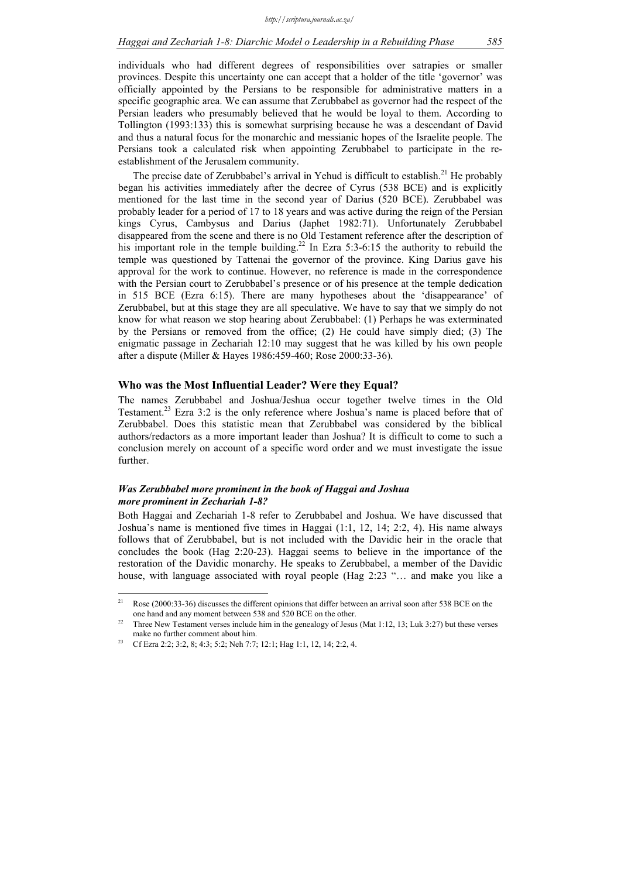individuals who had different degrees of responsibilities over satrapies or smaller provinces. Despite this uncertainty one can accept that a holder of the title 'governor' was officially appointed by the Persians to be responsible for administrative matters in a specific geographic area. We can assume that Zerubbabel as governor had the respect of the Persian leaders who presumably believed that he would be loyal to them. According to Tollington (1993:133) this is somewhat surprising because he was a descendant of David and thus a natural focus for the monarchic and messianic hopes of the Israelite people. The Persians took a calculated risk when appointing Zerubbabel to participate in the re-establishment of the Jerusalem community.

The precise date of Zerubbabel's arrival in Yehud is difficult to establish.[21] He probably began his activities immediately after the decree of Cyrus (538 BCE) and is explicitly mentioned for the last time in the second year of Darius (520 BCE). Zerubbabel was probably leader for a period of 17 to 18 years and was active during the reign of the Persian kings Cyrus, Cambysus and Darius (Japhet 1982:71). Unfortunately Zerubbabel disappeared from the scene and there is no Old Testament reference after the description of his important role in the temple building.[22] In Ezra 5:3-6:15 the authority to rebuild the temple was questioned by Tattenai the governor of the province. King Darius gave his approval for the work to continue. However, no reference is made in the correspondence with the Persian court to Zerubbabel's presence or of his presence at the temple dedication in 515 BCE (Ezra 6:15). There are many hypotheses about the 'disappearance' of Zerubbabel, but at this stage they are all speculative. We have to say that we simply do not know for what reason we stop hearing about Zerubbabel: (1) Perhaps he was exterminated by the Persians or removed from the office; (2) He could have simply died; (3) The enigmatic passage in Zechariah 12:10 may suggest that he was killed by his own people after a dispute (Miller & Hayes 1986:459-460; Rose 2000:33-36).

## Who was the Most Influential Leader? Were they Equal?

The names Zerubbabel and Joshua/Jeshua occur together twelve times in the Old Testament.[23] Ezra 3:2 is the only reference where Joshua's name is placed before that of Zerubbabel. Does this statistic mean that Zerubbabel was considered by the biblical authors/redactors as a more important leader than Joshua? It is difficult to come to such a conclusion merely on account of a specific word order and we must investigate the issue further.

### *Was Zerubbabel more prominent in the book of Haggai and Joshua more prominent in Zechariah 1-8?*

Both Haggai and Zechariah 1-8 refer to Zerubbabel and Joshua. We have discussed that Joshua's name is mentioned five times in Haggai (1:1, 12, 14; 2:2, 4). His name always follows that of Zerubbabel, but is not included with the Davidic heir in the oracle that concludes the book (Hag 2:20-23). Haggai seems to believe in the importance of the restoration of the Davidic monarchy. He speaks to Zerubbabel, a member of the Davidic house, with language associated with royal people (Hag 2:23 "… and make you like a

---

[21] Rose (2000:33-36) discusses the different opinions that differ between an arrival soon after 538 BCE on the one hand and any moment between 538 and 520 BCE on the other.

[22] Three New Testament verses include him in the genealogy of Jesus (Mat 1:12, 13; Luk 3:27) but these verses make no further comment about him.

[23] Cf Ezra 2:2; 3:2, 8; 4:3; 5:2; Neh 7:7; 12:1; Hag 1:1, 12, 14; 2:2, 4.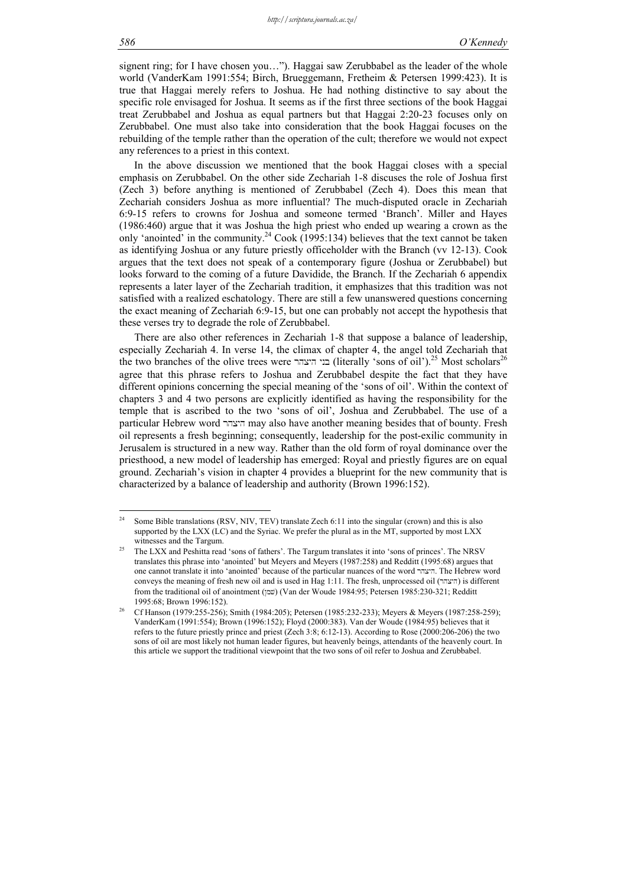signent ring; for I have chosen you…"). Haggai saw Zerubbabel as the leader of the whole world (VanderKam 1991:554; Birch, Brueggemann, Fretheim & Petersen 1999:423). It is true that Haggai merely refers to Joshua. He had nothing distinctive to say about the specific role envisaged for Joshua. It seems as if the first three sections of the book Haggai treat Zerubbabel and Joshua as equal partners but that Haggai 2:20-23 focuses only on Zerubbabel. One must also take into consideration that the book Haggai focuses on the rebuilding of the temple rather than the operation of the cult; therefore we would not expect any references to a priest in this context.

In the above discussion we mentioned that the book Haggai closes with a special emphasis on Zerubbabel. On the other side Zechariah 1-8 discuses the role of Joshua first (Zech 3) before anything is mentioned of Zerubbabel (Zech 4). Does this mean that Zechariah considers Joshua as more influential? The much-disputed oracle in Zechariah 6:9-15 refers to crowns for Joshua and someone termed 'Branch'. Miller and Hayes (1986:460) argue that it was Joshua the high priest who ended up wearing a crown as the only 'anointed' in the community.[24] Cook (1995:134) believes that the text cannot be taken as identifying Joshua or any future priestly officeholder with the Branch (vv 12-13). Cook argues that the text does not speak of a contemporary figure (Joshua or Zerubbabel) but looks forward to the coming of a future Davidide, the Branch. If the Zechariah 6 appendix represents a later layer of the Zechariah tradition, it emphasizes that this tradition was not satisfied with a realized eschatology. There are still a few unanswered questions concerning the exact meaning of Zechariah 6:9-15, but one can probably not accept the hypothesis that these verses try to degrade the role of Zerubbabel.

There are also other references in Zechariah 1-8 that suppose a balance of leadership, especially Zechariah 4. In verse 14, the climax of chapter 4, the angel told Zechariah that the two branches of the olive trees were בני היצהר (literally 'sons of oil').[25] Most scholars[26] agree that this phrase refers to Joshua and Zerubbabel despite the fact that they have different opinions concerning the special meaning of the 'sons of oil'. Within the context of chapters 3 and 4 two persons are explicitly identified as having the responsibility for the temple that is ascribed to the two 'sons of oil', Joshua and Zerubbabel. The use of a particular Hebrew word היצהר may also have another meaning besides that of bounty. Fresh oil represents a fresh beginning; consequently, leadership for the post-exilic community in Jerusalem is structured in a new way. Rather than the old form of royal dominance over the priesthood, a new model of leadership has emerged: Royal and priestly figures are on equal ground. Zechariah's vision in chapter 4 provides a blueprint for the new community that is characterized by a balance of leadership and authority (Brown 1996:152).

---

[24] Some Bible translations (RSV, NIV, TEV) translate Zech 6:11 into the singular (crown) and this is also supported by the LXX (LC) and the Syriac. We prefer the plural as in the MT, supported by most LXX witnesses and the Targum.

[25] The LXX and Peshitta read 'sons of fathers'. The Targum translates it into 'sons of princes'. The NRSV translates this phrase into 'anointed' but Meyers and Meyers (1987:258) and Redditt (1995:68) argues that one cannot translate it into 'anointed' because of the particular nuances of the word היצהר. The Hebrew word conveys the meaning of fresh new oil and is used in Hag 1:11. The fresh, unprocessed oil (היצהר) is different from the traditional oil of anointment (שמן) (Van der Woude 1984:95; Petersen 1985:230-321; Redditt 1995:68; Brown 1996:152).

[26] Cf Hanson (1979:255-256); Smith (1984:205); Petersen (1985:232-233); Meyers & Meyers (1987:258-259); VanderKam (1991:554); Brown (1996:152); Floyd (2000:383). Van der Woude (1984:95) believes that it refers to the future priestly prince and priest (Zech 3:8; 6:12-13). According to Rose (2000:206-206) the two sons of oil are most likely not human leader figures, but heavenly beings, attendants of the heavenly court. In this article we support the traditional viewpoint that the two sons of oil refer to Joshua and Zerubbabel.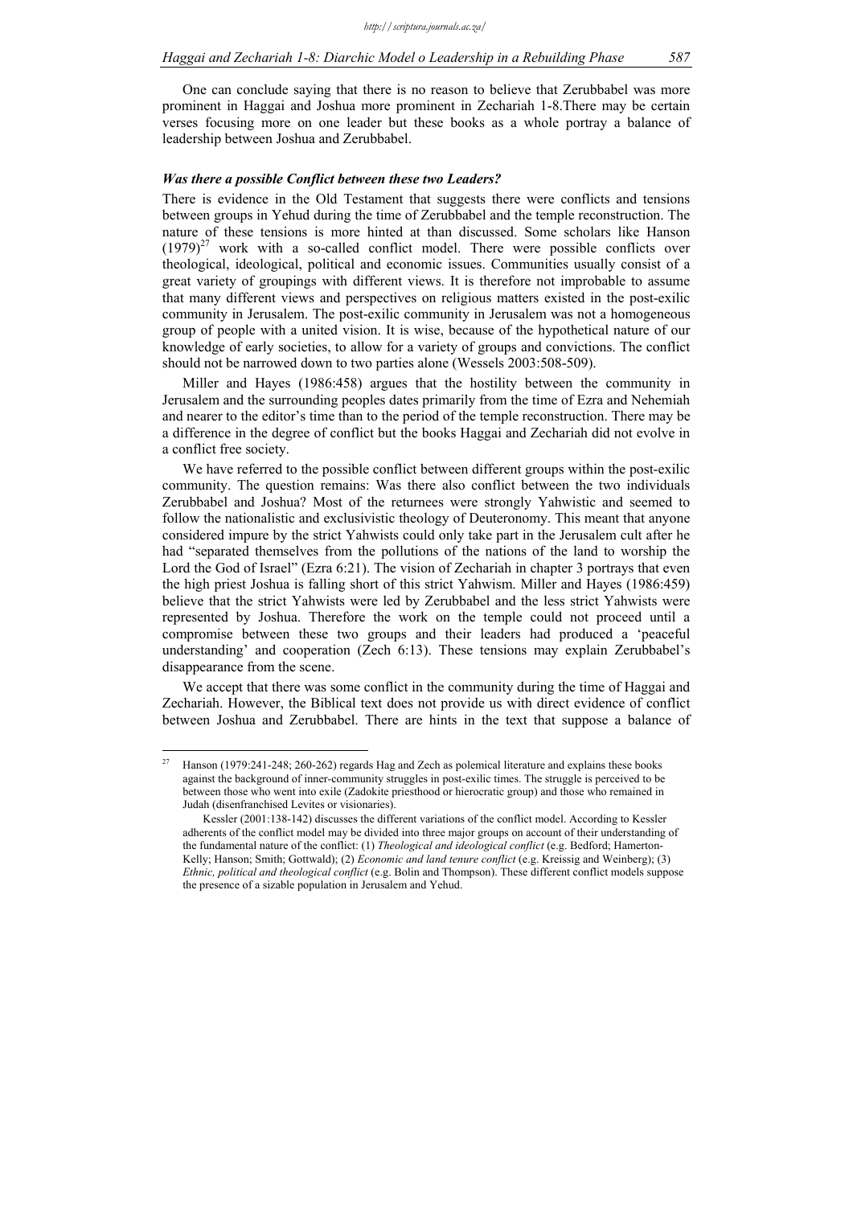One can conclude saying that there is no reason to believe that Zerubbabel was more prominent in Haggai and Joshua more prominent in Zechariah 1-8.There may be certain verses focusing more on one leader but these books as a whole portray a balance of leadership between Joshua and Zerubbabel.

### *Was there a possible Conflict between these two Leaders?*

There is evidence in the Old Testament that suggests there were conflicts and tensions between groups in Yehud during the time of Zerubbabel and the temple reconstruction. The nature of these tensions is more hinted at than discussed. Some scholars like Hanson (1979)[27] work with a so-called conflict model. There were possible conflicts over theological, ideological, political and economic issues. Communities usually consist of a great variety of groupings with different views. It is therefore not improbable to assume that many different views and perspectives on religious matters existed in the post-exilic community in Jerusalem. The post-exilic community in Jerusalem was not a homogeneous group of people with a united vision. It is wise, because of the hypothetical nature of our knowledge of early societies, to allow for a variety of groups and convictions. The conflict should not be narrowed down to two parties alone (Wessels 2003:508-509).

Miller and Hayes (1986:458) argues that the hostility between the community in Jerusalem and the surrounding peoples dates primarily from the time of Ezra and Nehemiah and nearer to the editor's time than to the period of the temple reconstruction. There may be a difference in the degree of conflict but the books Haggai and Zechariah did not evolve in a conflict free society.

We have referred to the possible conflict between different groups within the post-exilic community. The question remains: Was there also conflict between the two individuals Zerubbabel and Joshua? Most of the returnees were strongly Yahwistic and seemed to follow the nationalistic and exclusivistic theology of Deuteronomy. This meant that anyone considered impure by the strict Yahwists could only take part in the Jerusalem cult after he had "separated themselves from the pollutions of the nations of the land to worship the Lord the God of Israel" (Ezra 6:21). The vision of Zechariah in chapter 3 portrays that even the high priest Joshua is falling short of this strict Yahwism. Miller and Hayes (1986:459) believe that the strict Yahwists were led by Zerubbabel and the less strict Yahwists were represented by Joshua. Therefore the work on the temple could not proceed until a compromise between these two groups and their leaders had produced a 'peaceful understanding' and cooperation (Zech 6:13). These tensions may explain Zerubbabel's disappearance from the scene.

We accept that there was some conflict in the community during the time of Haggai and Zechariah. However, the Biblical text does not provide us with direct evidence of conflict between Joshua and Zerubbabel. There are hints in the text that suppose a balance of

---

[27] Hanson (1979:241-248; 260-262) regards Hag and Zech as polemical literature and explains these books against the background of inner-community struggles in post-exilic times. The struggle is perceived to be between those who went into exile (Zadokite priesthood or hierocratic group) and those who remained in Judah (disenfranchised Levites or visionaries).

Kessler (2001:138-142) discusses the different variations of the conflict model. According to Kessler adherents of the conflict model may be divided into three major groups on account of their understanding of the fundamental nature of the conflict: (1) *Theological and ideological conflict* (e.g. Bedford; Hamerton-Kelly; Hanson; Smith; Gottwald); (2) *Economic and land tenure conflict* (e.g. Kreissig and Weinberg); (3) *Ethnic, political and theological conflict* (e.g. Bolin and Thompson). These different conflict models suppose the presence of a sizable population in Jerusalem and Yehud.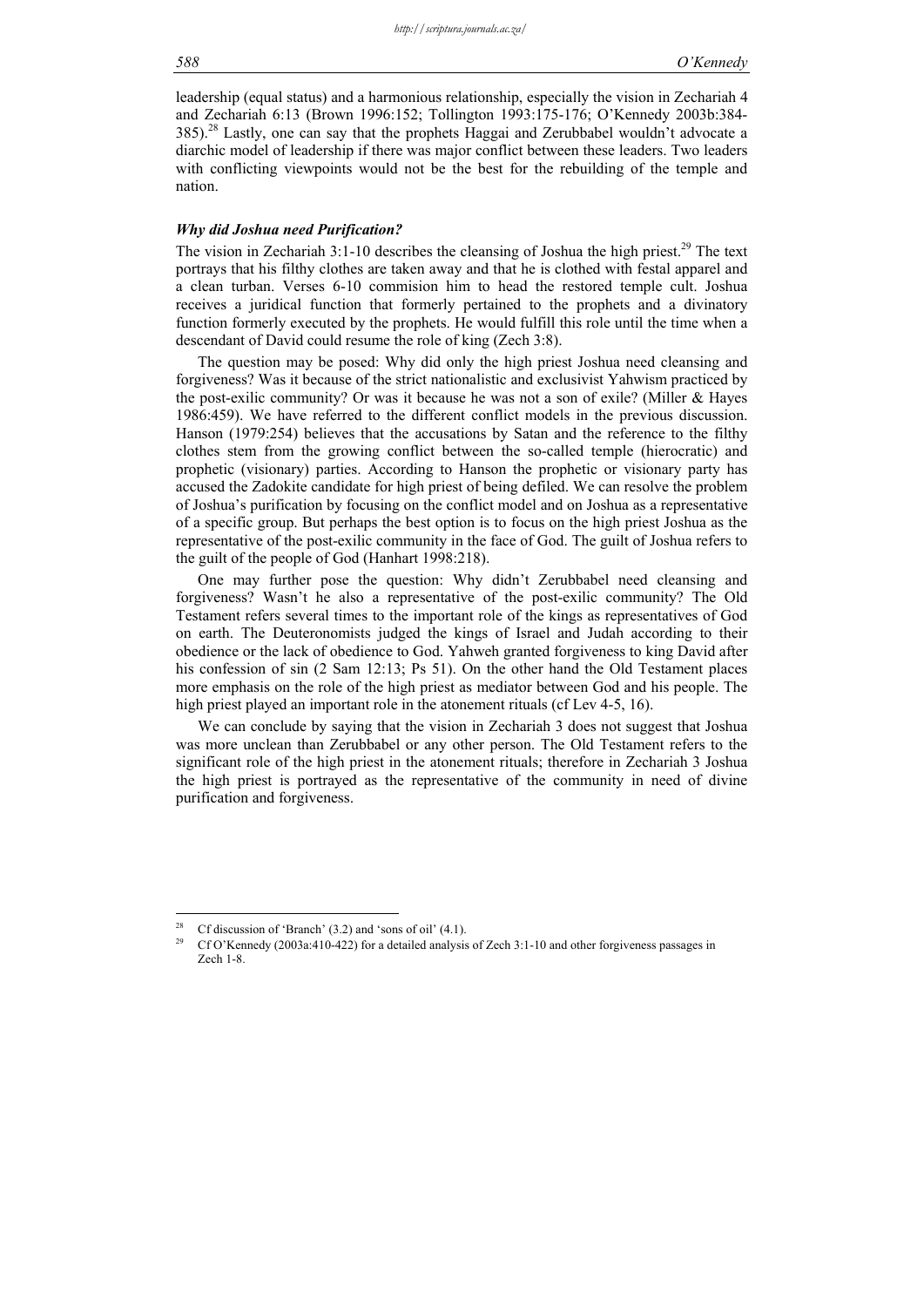leadership (equal status) and a harmonious relationship, especially the vision in Zechariah 4 and Zechariah 6:13 (Brown 1996:152; Tollington 1993:175-176; O'Kennedy 2003b:384-385).[28] Lastly, one can say that the prophets Haggai and Zerubbabel wouldn't advocate a diarchic model of leadership if there was major conflict between these leaders. Two leaders with conflicting viewpoints would not be the best for the rebuilding of the temple and nation.

### *Why did Joshua need Purification?*

The vision in Zechariah 3:1-10 describes the cleansing of Joshua the high priest.[29] The text portrays that his filthy clothes are taken away and that he is clothed with festal apparel and a clean turban. Verses 6-10 commision him to head the restored temple cult. Joshua receives a juridical function that formerly pertained to the prophets and a divinatory function formerly executed by the prophets. He would fulfill this role until the time when a descendant of David could resume the role of king (Zech 3:8).

The question may be posed: Why did only the high priest Joshua need cleansing and forgiveness? Was it because of the strict nationalistic and exclusivist Yahwism practiced by the post-exilic community? Or was it because he was not a son of exile? (Miller & Hayes 1986:459). We have referred to the different conflict models in the previous discussion. Hanson (1979:254) believes that the accusations by Satan and the reference to the filthy clothes stem from the growing conflict between the so-called temple (hierocratic) and prophetic (visionary) parties. According to Hanson the prophetic or visionary party has accused the Zadokite candidate for high priest of being defiled. We can resolve the problem of Joshua's purification by focusing on the conflict model and on Joshua as a representative of a specific group. But perhaps the best option is to focus on the high priest Joshua as the representative of the post-exilic community in the face of God. The guilt of Joshua refers to the guilt of the people of God (Hanhart 1998:218).

One may further pose the question: Why didn't Zerubbabel need cleansing and forgiveness? Wasn't he also a representative of the post-exilic community? The Old Testament refers several times to the important role of the kings as representatives of God on earth. The Deuteronomists judged the kings of Israel and Judah according to their obedience or the lack of obedience to God. Yahweh granted forgiveness to king David after his confession of sin (2 Sam 12:13; Ps 51). On the other hand the Old Testament places more emphasis on the role of the high priest as mediator between God and his people. The high priest played an important role in the atonement rituals (cf Lev 4-5, 16).

We can conclude by saying that the vision in Zechariah 3 does not suggest that Joshua was more unclean than Zerubbabel or any other person. The Old Testament refers to the significant role of the high priest in the atonement rituals; therefore in Zechariah 3 Joshua the high priest is portrayed as the representative of the community in need of divine purification and forgiveness.

---

[28] Cf discussion of 'Branch' (3.2) and 'sons of oil' (4.1).

[29] Cf O'Kennedy (2003a:410-422) for a detailed analysis of Zech 3:1-10 and other forgiveness passages in Zech 1-8.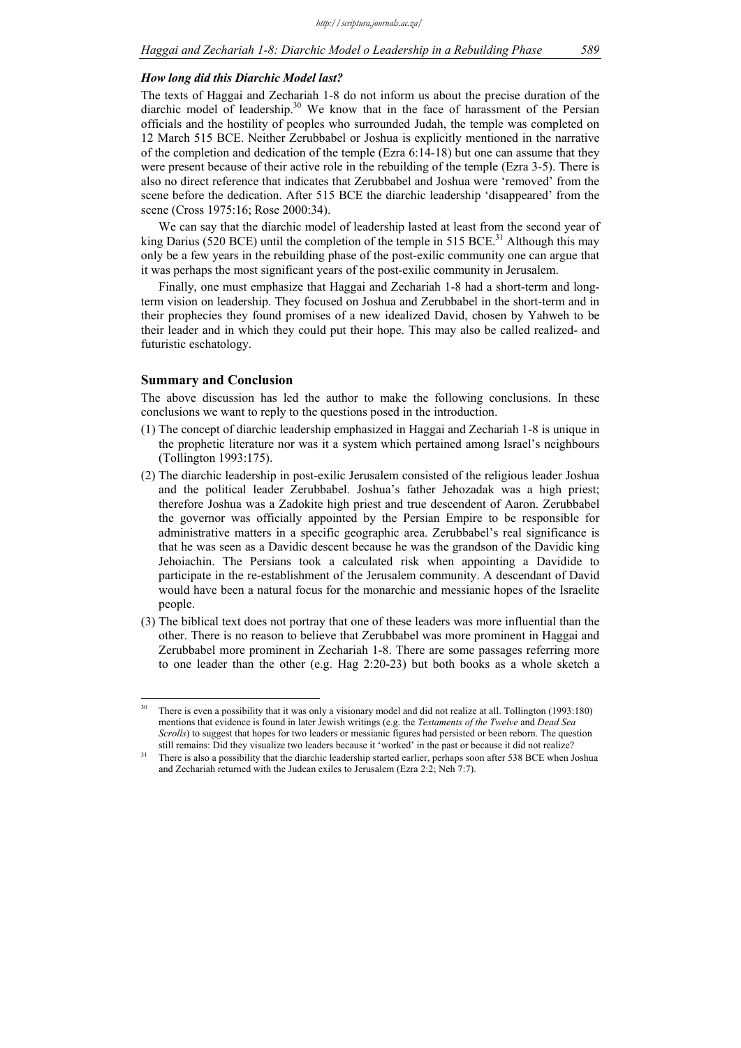### *How long did this Diarchic Model last?*

The texts of Haggai and Zechariah 1-8 do not inform us about the precise duration of the diarchic model of leadership.[30] We know that in the face of harassment of the Persian officials and the hostility of peoples who surrounded Judah, the temple was completed on 12 March 515 BCE. Neither Zerubbabel or Joshua is explicitly mentioned in the narrative of the completion and dedication of the temple (Ezra 6:14-18) but one can assume that they were present because of their active role in the rebuilding of the temple (Ezra 3-5). There is also no direct reference that indicates that Zerubbabel and Joshua were 'removed' from the scene before the dedication. After 515 BCE the diarchic leadership 'disappeared' from the scene (Cross 1975:16; Rose 2000:34).

We can say that the diarchic model of leadership lasted at least from the second year of king Darius (520 BCE) until the completion of the temple in 515 BCE.[31] Although this may only be a few years in the rebuilding phase of the post-exilic community one can argue that it was perhaps the most significant years of the post-exilic community in Jerusalem.

Finally, one must emphasize that Haggai and Zechariah 1-8 had a short-term and long-term vision on leadership. They focused on Joshua and Zerubbabel in the short-term and in their prophecies they found promises of a new idealized David, chosen by Yahweh to be their leader and in which they could put their hope. This may also be called realized- and futuristic eschatology.

## Summary and Conclusion

The above discussion has led the author to make the following conclusions. In these conclusions we want to reply to the questions posed in the introduction.

(1) The concept of diarchic leadership emphasized in Haggai and Zechariah 1-8 is unique in the prophetic literature nor was it a system which pertained among Israel's neighbours (Tollington 1993:175).

(2) The diarchic leadership in post-exilic Jerusalem consisted of the religious leader Joshua and the political leader Zerubbabel. Joshua's father Jehozadak was a high priest; therefore Joshua was a Zadokite high priest and true descendent of Aaron. Zerubbabel the governor was officially appointed by the Persian Empire to be responsible for administrative matters in a specific geographic area. Zerubbabel's real significance is that he was seen as a Davidic descent because he was the grandson of the Davidic king Jehoiachin. The Persians took a calculated risk when appointing a Davidide to participate in the re-establishment of the Jerusalem community. A descendant of David would have been a natural focus for the monarchic and messianic hopes of the Israelite people.

(3) The biblical text does not portray that one of these leaders was more influential than the other. There is no reason to believe that Zerubbabel was more prominent in Haggai and Zerubbabel more prominent in Zechariah 1-8. There are some passages referring more to one leader than the other (e.g. Hag 2:20-23) but both books as a whole sketch a

---

[30] There is even a possibility that it was only a visionary model and did not realize at all. Tollington (1993:180) mentions that evidence is found in later Jewish writings (e.g. the *Testaments of the Twelve* and *Dead Sea Scrolls*) to suggest that hopes for two leaders or messianic figures had persisted or been reborn. The question still remains: Did they visualize two leaders because it 'worked' in the past or because it did not realize?

[31] There is also a possibility that the diarchic leadership started earlier, perhaps soon after 538 BCE when Joshua and Zechariah returned with the Judean exiles to Jerusalem (Ezra 2:2; Neh 7:7).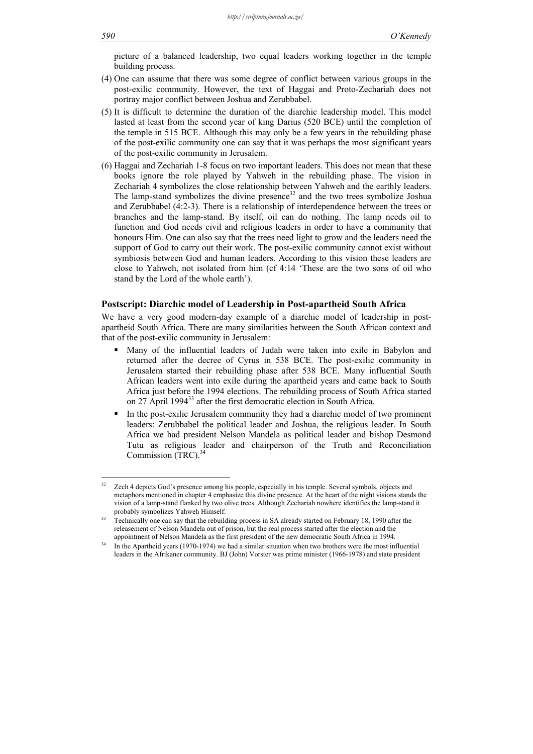picture of a balanced leadership, two equal leaders working together in the temple building process.

(4) One can assume that there was some degree of conflict between various groups in the post-exilic community. However, the text of Haggai and Proto-Zechariah does not portray major conflict between Joshua and Zerubbabel.

(5) It is difficult to determine the duration of the diarchic leadership model. This model lasted at least from the second year of king Darius (520 BCE) until the completion of the temple in 515 BCE. Although this may only be a few years in the rebuilding phase of the post-exilic community one can say that it was perhaps the most significant years of the post-exilic community in Jerusalem.

(6) Haggai and Zechariah 1-8 focus on two important leaders. This does not mean that these books ignore the role played by Yahweh in the rebuilding phase. The vision in Zechariah 4 symbolizes the close relationship between Yahweh and the earthly leaders. The lamp-stand symbolizes the divine presence[32] and the two trees symbolize Joshua and Zerubbabel (4:2-3). There is a relationship of interdependence between the trees or branches and the lamp-stand. By itself, oil can do nothing. The lamp needs oil to function and God needs civil and religious leaders in order to have a community that honours Him. One can also say that the trees need light to grow and the leaders need the support of God to carry out their work. The post-exilic community cannot exist without symbiosis between God and human leaders. According to this vision these leaders are close to Yahweh, not isolated from him (cf 4:14 'These are the two sons of oil who stand by the Lord of the whole earth').

## Postscript: Diarchic model of Leadership in Post-apartheid South Africa

We have a very good modern-day example of a diarchic model of leadership in post-apartheid South Africa. There are many similarities between the South African context and that of the post-exilic community in Jerusalem:

- Many of the influential leaders of Judah were taken into exile in Babylon and returned after the decree of Cyrus in 538 BCE. The post-exilic community in Jerusalem started their rebuilding phase after 538 BCE. Many influential South African leaders went into exile during the apartheid years and came back to South Africa just before the 1994 elections. The rebuilding process of South Africa started on 27 April 1994[33] after the first democratic election in South Africa.
- In the post-exilic Jerusalem community they had a diarchic model of two prominent leaders: Zerubbabel the political leader and Joshua, the religious leader. In South Africa we had president Nelson Mandela as political leader and bishop Desmond Tutu as religious leader and chairperson of the Truth and Reconciliation Commission (TRC).[34]

---

[32] Zech 4 depicts God's presence among his people, especially in his temple. Several symbols, objects and metaphors mentioned in chapter 4 emphasize this divine presence. At the heart of the night visions stands the vision of a lamp-stand flanked by two olive trees. Although Zechariah nowhere identifies the lamp-stand it probably symbolizes Yahweh Himself.

[33] Technically one can say that the rebuilding process in SA already started on February 18, 1990 after the releasement of Nelson Mandela out of prison, but the real process started after the election and the appointment of Nelson Mandela as the first president of the new democratic South Africa in 1994.

[34] In the Apartheid years (1970-1974) we had a similar situation when two brothers were the most influential leaders in the Afrikaner community. BJ (John) Vorster was prime minister (1966-1978) and state president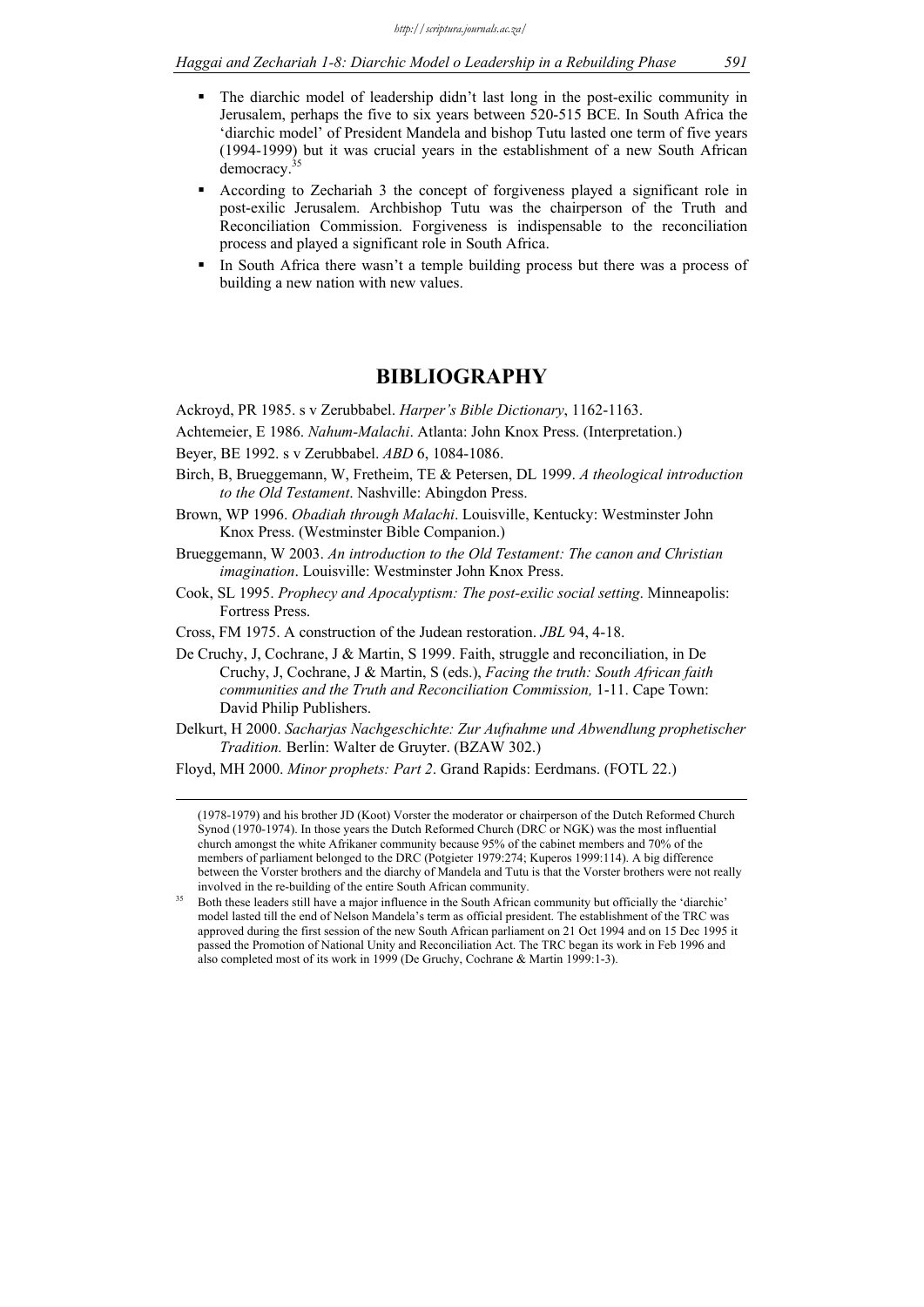- The diarchic model of leadership didn't last long in the post-exilic community in Jerusalem, perhaps the five to six years between 520-515 BCE. In South Africa the 'diarchic model' of President Mandela and bishop Tutu lasted one term of five years (1994-1999) but it was crucial years in the establishment of a new South African democracy.[35]
- According to Zechariah 3 the concept of forgiveness played a significant role in post-exilic Jerusalem. Archbishop Tutu was the chairperson of the Truth and Reconciliation Commission. Forgiveness is indispensable to the reconciliation process and played a significant role in South Africa.
- In South Africa there wasn't a temple building process but there was a process of building a new nation with new values.

## BIBLIOGRAPHY

Ackroyd, PR 1985. s v Zerubbabel. *Harper's Bible Dictionary*, 1162-1163.

Achtemeier, E 1986. *Nahum-Malachi*. Atlanta: John Knox Press. (Interpretation.)

Beyer, BE 1992. s v Zerubbabel. *ABD* 6, 1084-1086.

Birch, B, Brueggemann, W, Fretheim, TE & Petersen, DL 1999. *A theological introduction to the Old Testament*. Nashville: Abingdon Press.

Brown, WP 1996. *Obadiah through Malachi*. Louisville, Kentucky: Westminster John Knox Press. (Westminster Bible Companion.)

Brueggemann, W 2003. *An introduction to the Old Testament: The canon and Christian imagination*. Louisville: Westminster John Knox Press.

Cook, SL 1995. *Prophecy and Apocalyptism: The post-exilic social setting*. Minneapolis: Fortress Press.

Cross, FM 1975. A construction of the Judean restoration. *JBL* 94, 4-18.

De Cruchy, J, Cochrane, J & Martin, S 1999. Faith, struggle and reconciliation, in De Cruchy, J, Cochrane, J & Martin, S (eds.), *Facing the truth: South African faith communities and the Truth and Reconciliation Commission,* 1-11. Cape Town: David Philip Publishers.

Delkurt, H 2000. *Sacharjas Nachgeschichte: Zur Aufnahme und Abwendlung prophetischer Tradition.* Berlin: Walter de Gruyter. (BZAW 302.)

Floyd, MH 2000. *Minor prophets: Part 2*. Grand Rapids: Eerdmans. (FOTL 22.)

---

(1978-1979) and his brother JD (Koot) Vorster the moderator or chairperson of the Dutch Reformed Church Synod (1970-1974). In those years the Dutch Reformed Church (DRC or NGK) was the most influential church amongst the white Afrikaner community because 95% of the cabinet members and 70% of the members of parliament belonged to the DRC (Potgieter 1979:274; Kuperos 1999:114). A big difference between the Vorster brothers and the diarchy of Mandela and Tutu is that the Vorster brothers were not really involved in the re-building of the entire South African community.

[35] Both these leaders still have a major influence in the South African community but officially the 'diarchic' model lasted till the end of Nelson Mandela's term as official president. The establishment of the TRC was approved during the first session of the new South African parliament on 21 Oct 1994 and on 15 Dec 1995 it passed the Promotion of National Unity and Reconciliation Act. The TRC began its work in Feb 1996 and also completed most of its work in 1999 (De Gruchy, Cochrane & Martin 1999:1-3).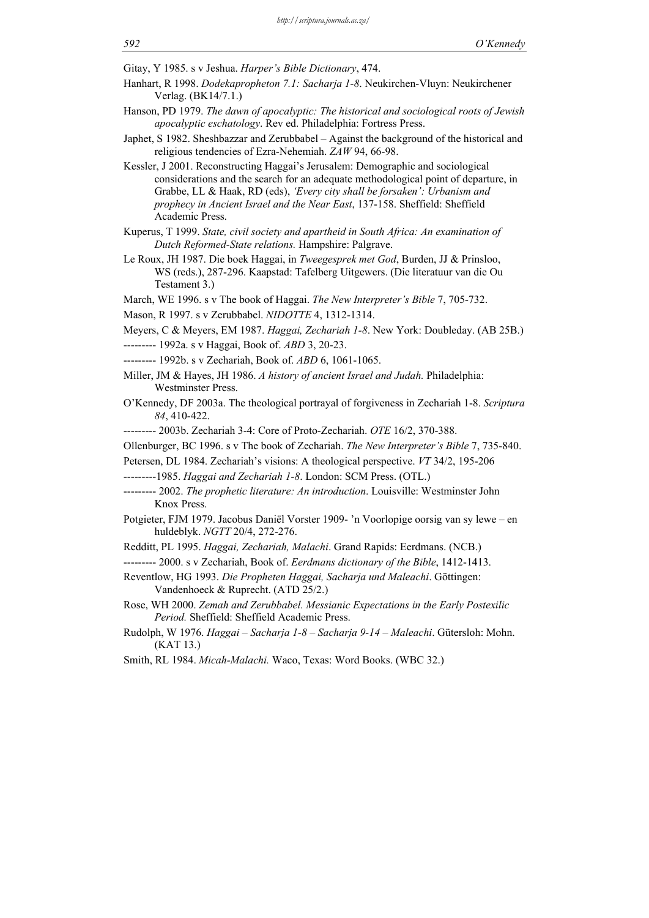Gitay, Y 1985. s v Jeshua. *Harper's Bible Dictionary*, 474.

Hanhart, R 1998. *Dodekapropheton 7.1: Sacharja 1-8*. Neukirchen-Vluyn: Neukirchener Verlag. (BK14/7.1.)

Hanson, PD 1979. *The dawn of apocalyptic: The historical and sociological roots of Jewish apocalyptic eschatology*. Rev ed. Philadelphia: Fortress Press.

Japhet, S 1982. Sheshbazzar and Zerubbabel – Against the background of the historical and religious tendencies of Ezra-Nehemiah. *ZAW* 94, 66-98.

Kessler, J 2001. Reconstructing Haggai's Jerusalem: Demographic and sociological considerations and the search for an adequate methodological point of departure, in Grabbe, LL & Haak, RD (eds), *'Every city shall be forsaken': Urbanism and prophecy in Ancient Israel and the Near East*, 137-158. Sheffield: Sheffield Academic Press.

Kuperus, T 1999. *State, civil society and apartheid in South Africa: An examination of Dutch Reformed-State relations.* Hampshire: Palgrave.

Le Roux, JH 1987. Die boek Haggai, in *Tweegesprek met God*, Burden, JJ & Prinsloo, WS (reds.), 287-296. Kaapstad: Tafelberg Uitgewers. (Die literatuur van die Ou Testament 3.)

March, WE 1996. s v The book of Haggai. *The New Interpreter's Bible* 7, 705-732.

Mason, R 1997. s v Zerubbabel. *NIDOTTE* 4, 1312-1314.

Meyers, C & Meyers, EM 1987. *Haggai, Zechariah 1-8*. New York: Doubleday. (AB 25B.)

--------- 1992a. s v Haggai, Book of. *ABD* 3, 20-23.

--------- 1992b. s v Zechariah, Book of. *ABD* 6, 1061-1065.

Miller, JM & Hayes, JH 1986. *A history of ancient Israel and Judah.* Philadelphia: Westminster Press.

O'Kennedy, DF 2003a. The theological portrayal of forgiveness in Zechariah 1-8. *Scriptura 84*, 410-422.

--------- 2003b. Zechariah 3-4: Core of Proto-Zechariah. *OTE* 16/2, 370-388.

Ollenburger, BC 1996. s v The book of Zechariah. *The New Interpreter's Bible* 7, 735-840.

Petersen, DL 1984. Zechariah's visions: A theological perspective. *VT* 34/2, 195-206

---------1985. *Haggai and Zechariah 1-8*. London: SCM Press. (OTL.)

--------- 2002. *The prophetic literature: An introduction*. Louisville: Westminster John Knox Press.

Potgieter, FJM 1979. Jacobus Daniël Vorster 1909- 'n Voorlopige oorsig van sy lewe – en huldeblyk. *NGTT* 20/4, 272-276.

Redditt, PL 1995. *Haggai, Zechariah, Malachi*. Grand Rapids: Eerdmans. (NCB.)

--------- 2000. s v Zechariah, Book of. *Eerdmans dictionary of the Bible*, 1412-1413.

Reventlow, HG 1993. *Die Propheten Haggai, Sacharja und Maleachi*. Göttingen: Vandenhoeck & Ruprecht. (ATD 25/2.)

Rose, WH 2000. *Zemah and Zerubbabel. Messianic Expectations in the Early Postexilic Period.* Sheffield: Sheffield Academic Press.

Rudolph, W 1976. *Haggai – Sacharja 1-8 – Sacharja 9-14 – Maleachi*. Gütersloh: Mohn. (KAT 13.)

Smith, RL 1984. *Micah-Malachi.* Waco, Texas: Word Books. (WBC 32.)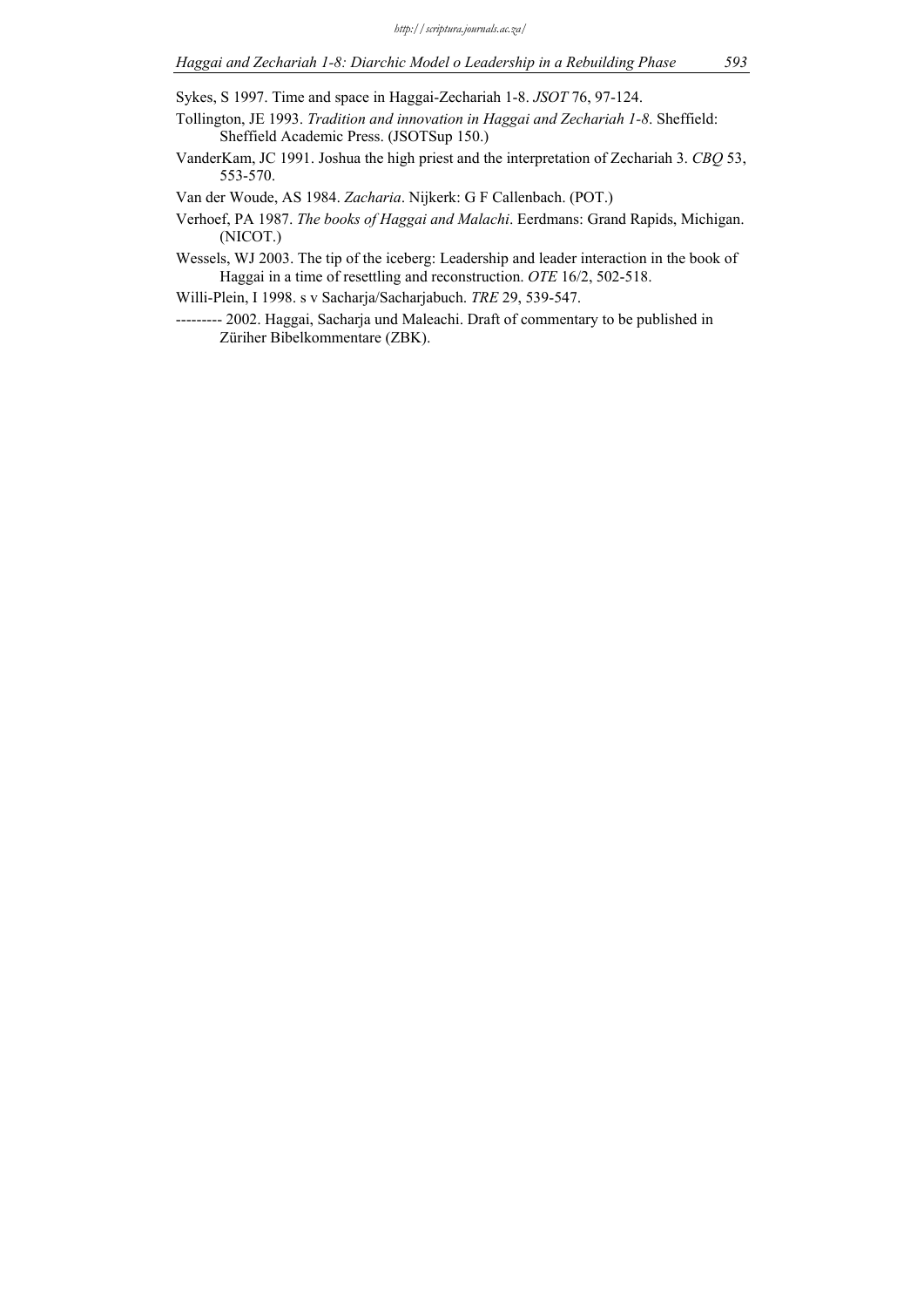Sykes, S 1997. Time and space in Haggai-Zechariah 1-8. *JSOT* 76, 97-124.

Tollington, JE 1993. *Tradition and innovation in Haggai and Zechariah 1-8*. Sheffield: Sheffield Academic Press. (JSOTSup 150.)

VanderKam, JC 1991. Joshua the high priest and the interpretation of Zechariah 3. *CBQ* 53, 553-570.

Van der Woude, AS 1984. *Zacharia*. Nijkerk: G F Callenbach. (POT.)

Verhoef, PA 1987. *The books of Haggai and Malachi*. Eerdmans: Grand Rapids, Michigan. (NICOT.)

Wessels, WJ 2003. The tip of the iceberg: Leadership and leader interaction in the book of Haggai in a time of resettling and reconstruction. *OTE* 16/2, 502-518.

Willi-Plein, I 1998. s v Sacharja/Sacharjabuch. *TRE* 29, 539-547.

--------- 2002. Haggai, Sacharja und Maleachi. Draft of commentary to be published in Züriher Bibelkommentare (ZBK).